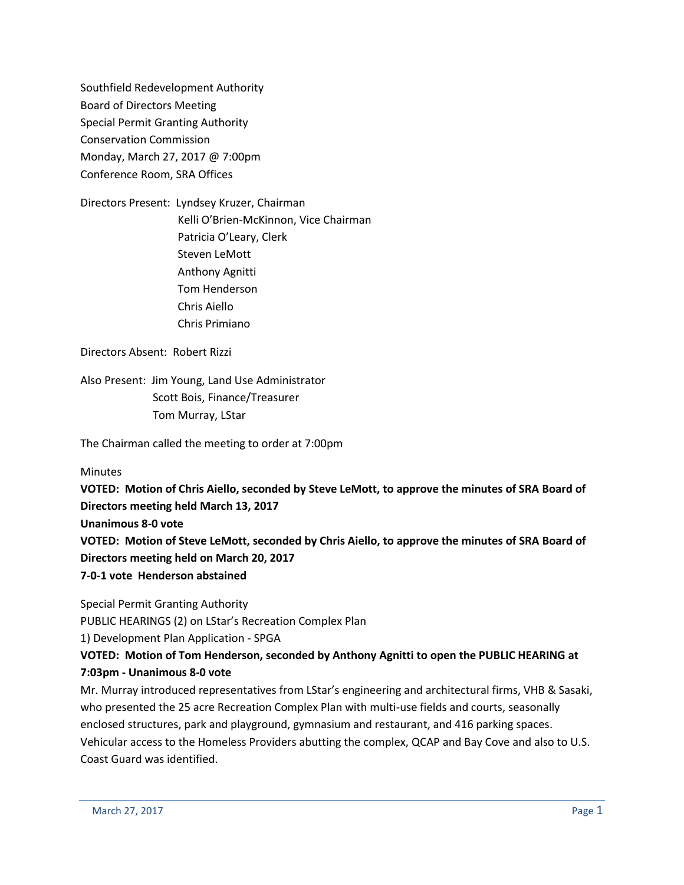Southfield Redevelopment Authority
Board of Directors Meeting
Special Permit Granting Authority
Conservation Commission
Monday, March 27, 2017 @ 7:00pm
Conference Room, SRA Offices

Directors Present: Lyndsey Kruzer, Chairman
Kelli O'Brien-McKinnon, Vice Chairman
Patricia O'Leary, Clerk
Steven LeMott
Anthony Agnitti
Tom Henderson
Chris Aiello
Chris Primiano

Directors Absent: Robert Rizzi

Also Present: Jim Young, Land Use Administrator
Scott Bois, Finance/Treasurer
Tom Murray, LStar

The Chairman called the meeting to order at 7:00pm

Minutes

**VOTED: Motion of Chris Aiello, seconded by Steve LeMott, to approve the minutes of SRA Board of Directors meeting held March 13, 2017**
**Unanimous 8-0 vote**
**VOTED: Motion of Steve LeMott, seconded by Chris Aiello, to approve the minutes of SRA Board of Directors meeting held on March 20, 2017**
**7-0-1 vote Henderson abstained**

Special Permit Granting Authority
PUBLIC HEARINGS (2) on LStar's Recreation Complex Plan
1) Development Plan Application - SPGA

**VOTED: Motion of Tom Henderson, seconded by Anthony Agnitti to open the PUBLIC HEARING at 7:03pm - Unanimous 8-0 vote**

Mr. Murray introduced representatives from LStar's engineering and architectural firms, VHB & Sasaki, who presented the 25 acre Recreation Complex Plan with multi-use fields and courts, seasonally enclosed structures, park and playground, gymnasium and restaurant, and 416 parking spaces. Vehicular access to the Homeless Providers abutting the complex, QCAP and Bay Cove and also to U.S. Coast Guard was identified.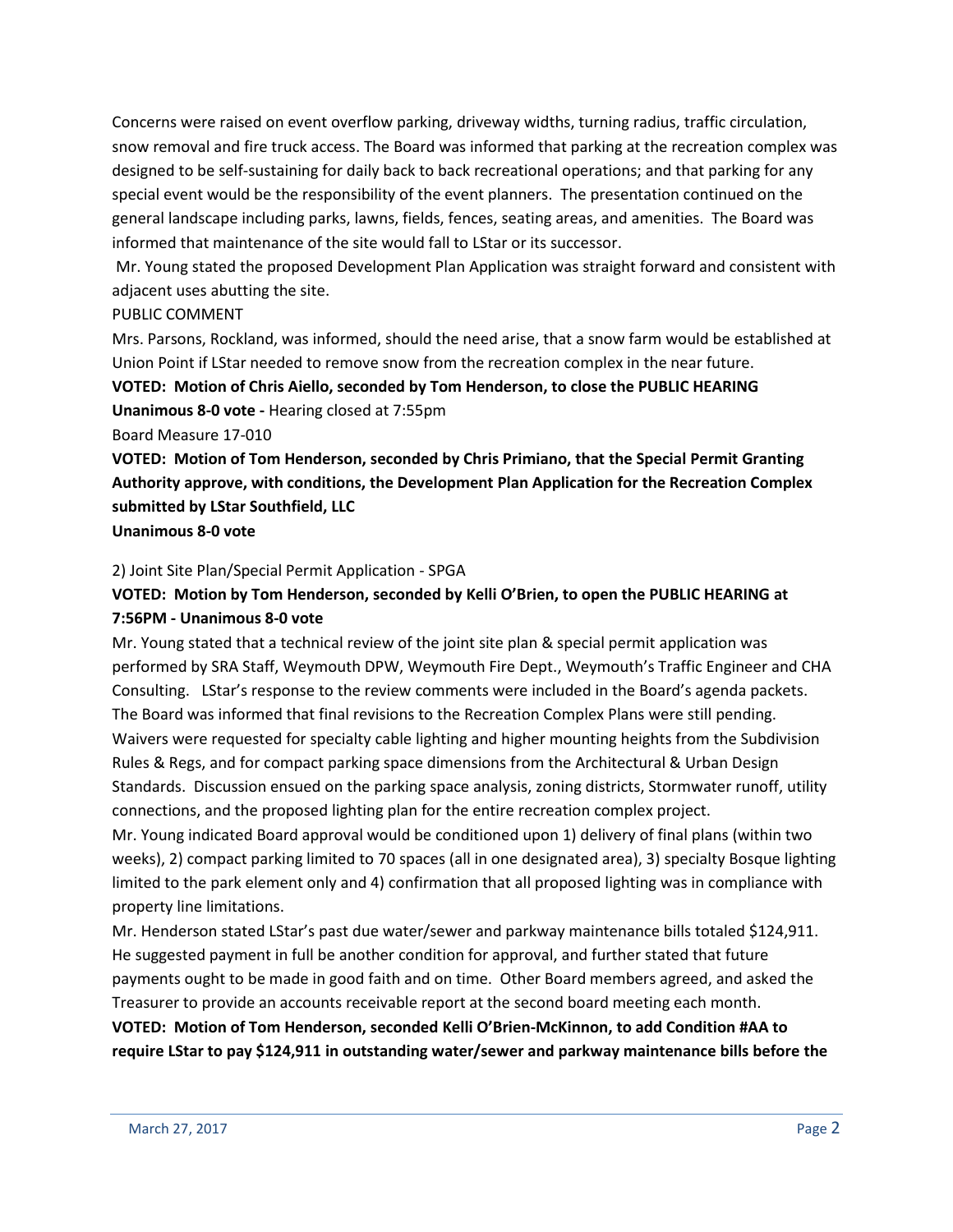Concerns were raised on event overflow parking, driveway widths, turning radius, traffic circulation, snow removal and fire truck access. The Board was informed that parking at the recreation complex was designed to be self-sustaining for daily back to back recreational operations; and that parking for any special event would be the responsibility of the event planners. The presentation continued on the general landscape including parks, lawns, fields, fences, seating areas, and amenities. The Board was informed that maintenance of the site would fall to LStar or its successor.

Mr. Young stated the proposed Development Plan Application was straight forward and consistent with adjacent uses abutting the site.

PUBLIC COMMENT

Mrs. Parsons, Rockland, was informed, should the need arise, that a snow farm would be established at Union Point if LStar needed to remove snow from the recreation complex in the near future.

**VOTED: Motion of Chris Aiello, seconded by Tom Henderson, to close the PUBLIC HEARING**
**Unanimous 8-0 vote -** Hearing closed at 7:55pm

Board Measure 17-010

**VOTED: Motion of Tom Henderson, seconded by Chris Primiano, that the Special Permit Granting Authority approve, with conditions, the Development Plan Application for the Recreation Complex submitted by LStar Southfield, LLC**
**Unanimous 8-0 vote**

2) Joint Site Plan/Special Permit Application - SPGA

**VOTED: Motion by Tom Henderson, seconded by Kelli O'Brien, to open the PUBLIC HEARING at 7:56PM - Unanimous 8-0 vote**

Mr. Young stated that a technical review of the joint site plan & special permit application was performed by SRA Staff, Weymouth DPW, Weymouth Fire Dept., Weymouth's Traffic Engineer and CHA Consulting. LStar's response to the review comments were included in the Board's agenda packets. The Board was informed that final revisions to the Recreation Complex Plans were still pending. Waivers were requested for specialty cable lighting and higher mounting heights from the Subdivision Rules & Regs, and for compact parking space dimensions from the Architectural & Urban Design Standards. Discussion ensued on the parking space analysis, zoning districts, Stormwater runoff, utility connections, and the proposed lighting plan for the entire recreation complex project.

Mr. Young indicated Board approval would be conditioned upon 1) delivery of final plans (within two weeks), 2) compact parking limited to 70 spaces (all in one designated area), 3) specialty Bosque lighting limited to the park element only and 4) confirmation that all proposed lighting was in compliance with property line limitations.

Mr. Henderson stated LStar's past due water/sewer and parkway maintenance bills totaled $124,911. He suggested payment in full be another condition for approval, and further stated that future payments ought to be made in good faith and on time. Other Board members agreed, and asked the Treasurer to provide an accounts receivable report at the second board meeting each month.

**VOTED: Motion of Tom Henderson, seconded Kelli O'Brien-McKinnon, to add Condition #AA to require LStar to pay $124,911 in outstanding water/sewer and parkway maintenance bills before the**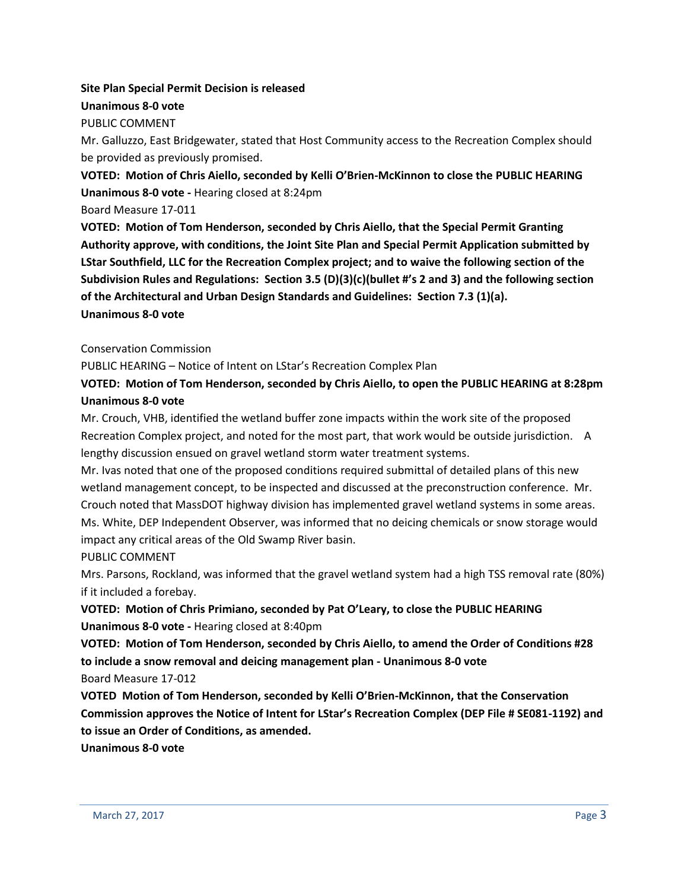**Site Plan Special Permit Decision is released**

**Unanimous 8-0 vote**

PUBLIC COMMENT

Mr. Galluzzo, East Bridgewater, stated that Host Community access to the Recreation Complex should be provided as previously promised.

**VOTED: Motion of Chris Aiello, seconded by Kelli O'Brien-McKinnon to close the PUBLIC HEARING**
**Unanimous 8-0 vote -** Hearing closed at 8:24pm

Board Measure 17-011

**VOTED: Motion of Tom Henderson, seconded by Chris Aiello, that the Special Permit Granting Authority approve, with conditions, the Joint Site Plan and Special Permit Application submitted by LStar Southfield, LLC for the Recreation Complex project; and to waive the following section of the Subdivision Rules and Regulations: Section 3.5 (D)(3)(c)(bullet #'s 2 and 3) and the following section of the Architectural and Urban Design Standards and Guidelines: Section 7.3 (1)(a).**
**Unanimous 8-0 vote**

Conservation Commission

PUBLIC HEARING – Notice of Intent on LStar's Recreation Complex Plan

**VOTED: Motion of Tom Henderson, seconded by Chris Aiello, to open the PUBLIC HEARING at 8:28pm**
**Unanimous 8-0 vote**

Mr. Crouch, VHB, identified the wetland buffer zone impacts within the work site of the proposed Recreation Complex project, and noted for the most part, that work would be outside jurisdiction. A lengthy discussion ensued on gravel wetland storm water treatment systems.

Mr. Ivas noted that one of the proposed conditions required submittal of detailed plans of this new wetland management concept, to be inspected and discussed at the preconstruction conference. Mr. Crouch noted that MassDOT highway division has implemented gravel wetland systems in some areas. Ms. White, DEP Independent Observer, was informed that no deicing chemicals or snow storage would impact any critical areas of the Old Swamp River basin.

PUBLIC COMMENT

Mrs. Parsons, Rockland, was informed that the gravel wetland system had a high TSS removal rate (80%) if it included a forebay.

**VOTED: Motion of Chris Primiano, seconded by Pat O'Leary, to close the PUBLIC HEARING**
**Unanimous 8-0 vote -** Hearing closed at 8:40pm

**VOTED: Motion of Tom Henderson, seconded by Chris Aiello, to amend the Order of Conditions #28 to include a snow removal and deicing management plan - Unanimous 8-0 vote**

Board Measure 17-012

**VOTED Motion of Tom Henderson, seconded by Kelli O'Brien-McKinnon, that the Conservation Commission approves the Notice of Intent for LStar's Recreation Complex (DEP File # SE081-1192) and to issue an Order of Conditions, as amended.**
**Unanimous 8-0 vote**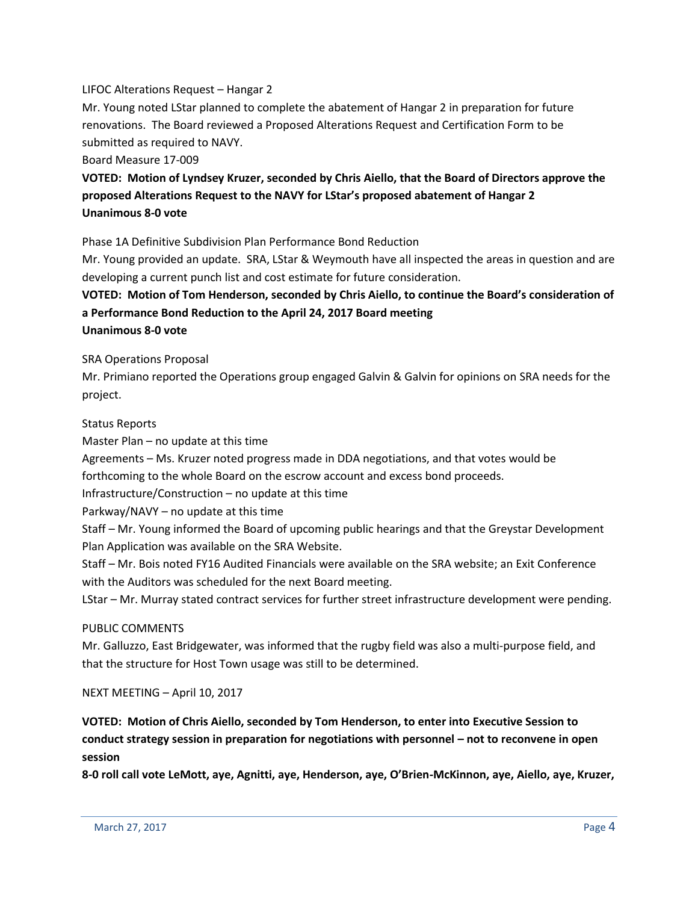LIFOC Alterations Request – Hangar 2

Mr. Young noted LStar planned to complete the abatement of Hangar 2 in preparation for future renovations. The Board reviewed a Proposed Alterations Request and Certification Form to be submitted as required to NAVY.

Board Measure 17-009

**VOTED: Motion of Lyndsey Kruzer, seconded by Chris Aiello, that the Board of Directors approve the proposed Alterations Request to the NAVY for LStar's proposed abatement of Hangar 2**
**Unanimous 8-0 vote**

Phase 1A Definitive Subdivision Plan Performance Bond Reduction

Mr. Young provided an update. SRA, LStar & Weymouth have all inspected the areas in question and are developing a current punch list and cost estimate for future consideration.

**VOTED: Motion of Tom Henderson, seconded by Chris Aiello, to continue the Board's consideration of a Performance Bond Reduction to the April 24, 2017 Board meeting**
**Unanimous 8-0 vote**

SRA Operations Proposal

Mr. Primiano reported the Operations group engaged Galvin & Galvin for opinions on SRA needs for the project.

Status Reports

Master Plan – no update at this time

Agreements – Ms. Kruzer noted progress made in DDA negotiations, and that votes would be forthcoming to the whole Board on the escrow account and excess bond proceeds.

Infrastructure/Construction – no update at this time

Parkway/NAVY – no update at this time

Staff – Mr. Young informed the Board of upcoming public hearings and that the Greystar Development Plan Application was available on the SRA Website.

Staff – Mr. Bois noted FY16 Audited Financials were available on the SRA website; an Exit Conference with the Auditors was scheduled for the next Board meeting.

LStar – Mr. Murray stated contract services for further street infrastructure development were pending.

PUBLIC COMMENTS

Mr. Galluzzo, East Bridgewater, was informed that the rugby field was also a multi-purpose field, and that the structure for Host Town usage was still to be determined.

NEXT MEETING – April 10, 2017

**VOTED: Motion of Chris Aiello, seconded by Tom Henderson, to enter into Executive Session to conduct strategy session in preparation for negotiations with personnel – not to reconvene in open session**

**8-0 roll call vote LeMott, aye, Agnitti, aye, Henderson, aye, O'Brien-McKinnon, aye, Aiello, aye, Kruzer,**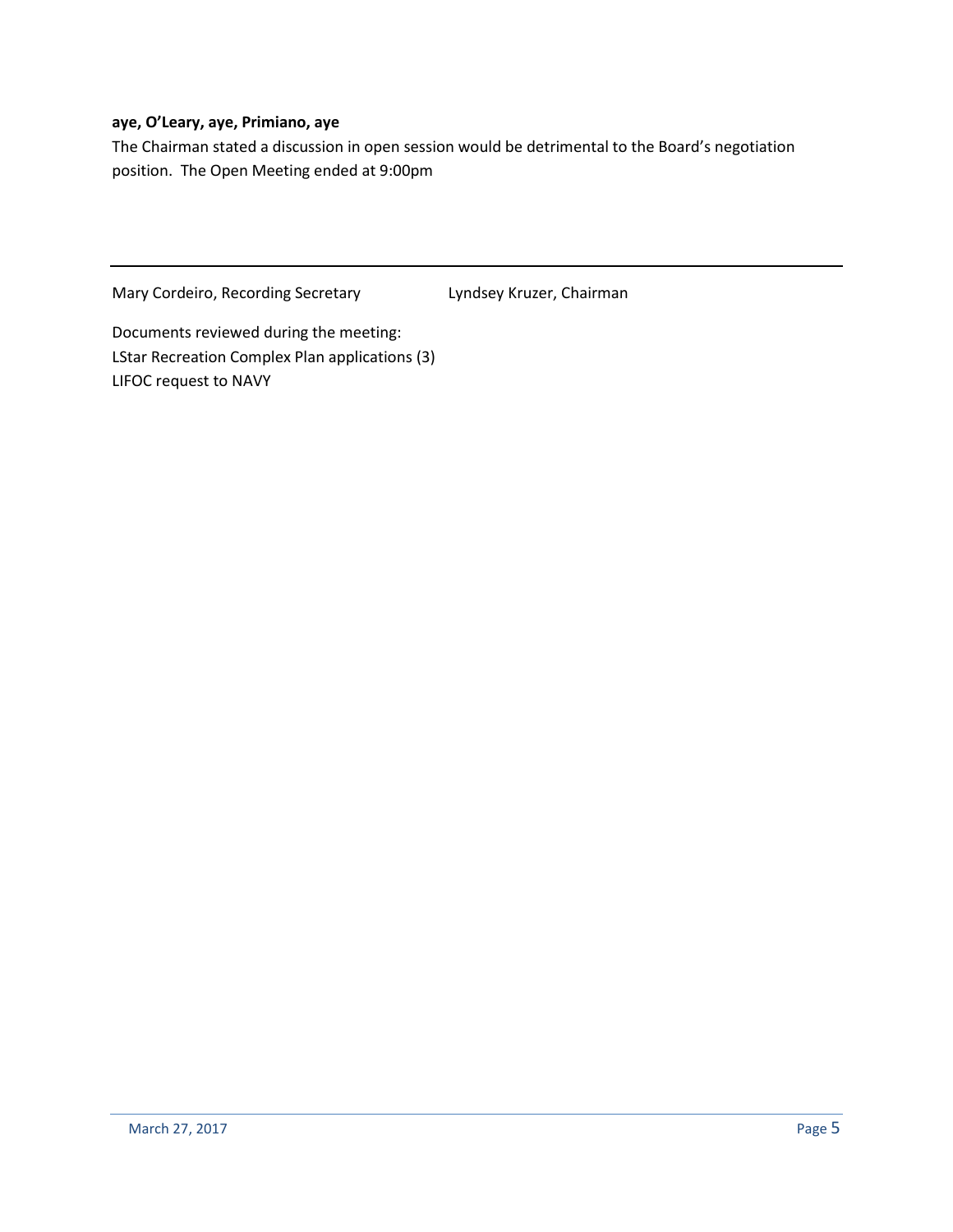**aye, O'Leary, aye, Primiano, aye**

The Chairman stated a discussion in open session would be detrimental to the Board's negotiation position. The Open Meeting ended at 9:00pm

---

Mary Cordeiro, Recording Secretary　　　　Lyndsey Kruzer, Chairman

Documents reviewed during the meeting:
LStar Recreation Complex Plan applications (3)
LIFOC request to NAVY